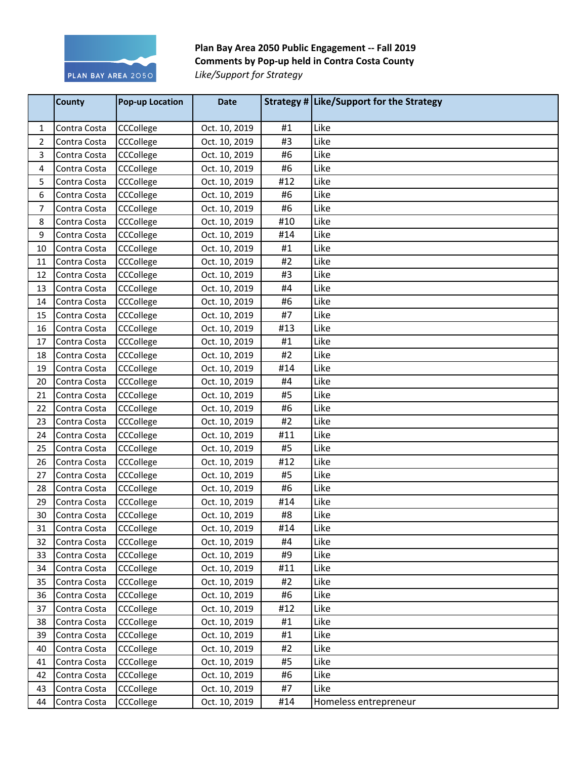**Plan Bay Area 2050 Public Engagement -- Fall 2019**
**Comments by Pop-up held in Contra Costa County**
*Like/Support for Strategy*

| | County | Pop-up Location | Date | Strategy # | Like/Support for the Strategy |
|---|---|---|---|---|---|
| 1 | Contra Costa | CCCollege | Oct. 10, 2019 | #1 | Like |
| 2 | Contra Costa | CCCollege | Oct. 10, 2019 | #3 | Like |
| 3 | Contra Costa | CCCollege | Oct. 10, 2019 | #6 | Like |
| 4 | Contra Costa | CCCollege | Oct. 10, 2019 | #6 | Like |
| 5 | Contra Costa | CCCollege | Oct. 10, 2019 | #12 | Like |
| 6 | Contra Costa | CCCollege | Oct. 10, 2019 | #6 | Like |
| 7 | Contra Costa | CCCollege | Oct. 10, 2019 | #6 | Like |
| 8 | Contra Costa | CCCollege | Oct. 10, 2019 | #10 | Like |
| 9 | Contra Costa | CCCollege | Oct. 10, 2019 | #14 | Like |
| 10 | Contra Costa | CCCollege | Oct. 10, 2019 | #1 | Like |
| 11 | Contra Costa | CCCollege | Oct. 10, 2019 | #2 | Like |
| 12 | Contra Costa | CCCollege | Oct. 10, 2019 | #3 | Like |
| 13 | Contra Costa | CCCollege | Oct. 10, 2019 | #4 | Like |
| 14 | Contra Costa | CCCollege | Oct. 10, 2019 | #6 | Like |
| 15 | Contra Costa | CCCollege | Oct. 10, 2019 | #7 | Like |
| 16 | Contra Costa | CCCollege | Oct. 10, 2019 | #13 | Like |
| 17 | Contra Costa | CCCollege | Oct. 10, 2019 | #1 | Like |
| 18 | Contra Costa | CCCollege | Oct. 10, 2019 | #2 | Like |
| 19 | Contra Costa | CCCollege | Oct. 10, 2019 | #14 | Like |
| 20 | Contra Costa | CCCollege | Oct. 10, 2019 | #4 | Like |
| 21 | Contra Costa | CCCollege | Oct. 10, 2019 | #5 | Like |
| 22 | Contra Costa | CCCollege | Oct. 10, 2019 | #6 | Like |
| 23 | Contra Costa | CCCollege | Oct. 10, 2019 | #2 | Like |
| 24 | Contra Costa | CCCollege | Oct. 10, 2019 | #11 | Like |
| 25 | Contra Costa | CCCollege | Oct. 10, 2019 | #5 | Like |
| 26 | Contra Costa | CCCollege | Oct. 10, 2019 | #12 | Like |
| 27 | Contra Costa | CCCollege | Oct. 10, 2019 | #5 | Like |
| 28 | Contra Costa | CCCollege | Oct. 10, 2019 | #6 | Like |
| 29 | Contra Costa | CCCollege | Oct. 10, 2019 | #14 | Like |
| 30 | Contra Costa | CCCollege | Oct. 10, 2019 | #8 | Like |
| 31 | Contra Costa | CCCollege | Oct. 10, 2019 | #14 | Like |
| 32 | Contra Costa | CCCollege | Oct. 10, 2019 | #4 | Like |
| 33 | Contra Costa | CCCollege | Oct. 10, 2019 | #9 | Like |
| 34 | Contra Costa | CCCollege | Oct. 10, 2019 | #11 | Like |
| 35 | Contra Costa | CCCollege | Oct. 10, 2019 | #2 | Like |
| 36 | Contra Costa | CCCollege | Oct. 10, 2019 | #6 | Like |
| 37 | Contra Costa | CCCollege | Oct. 10, 2019 | #12 | Like |
| 38 | Contra Costa | CCCollege | Oct. 10, 2019 | #1 | Like |
| 39 | Contra Costa | CCCollege | Oct. 10, 2019 | #1 | Like |
| 40 | Contra Costa | CCCollege | Oct. 10, 2019 | #2 | Like |
| 41 | Contra Costa | CCCollege | Oct. 10, 2019 | #5 | Like |
| 42 | Contra Costa | CCCollege | Oct. 10, 2019 | #6 | Like |
| 43 | Contra Costa | CCCollege | Oct. 10, 2019 | #7 | Like |
| 44 | Contra Costa | CCCollege | Oct. 10, 2019 | #14 | Homeless entrepreneur |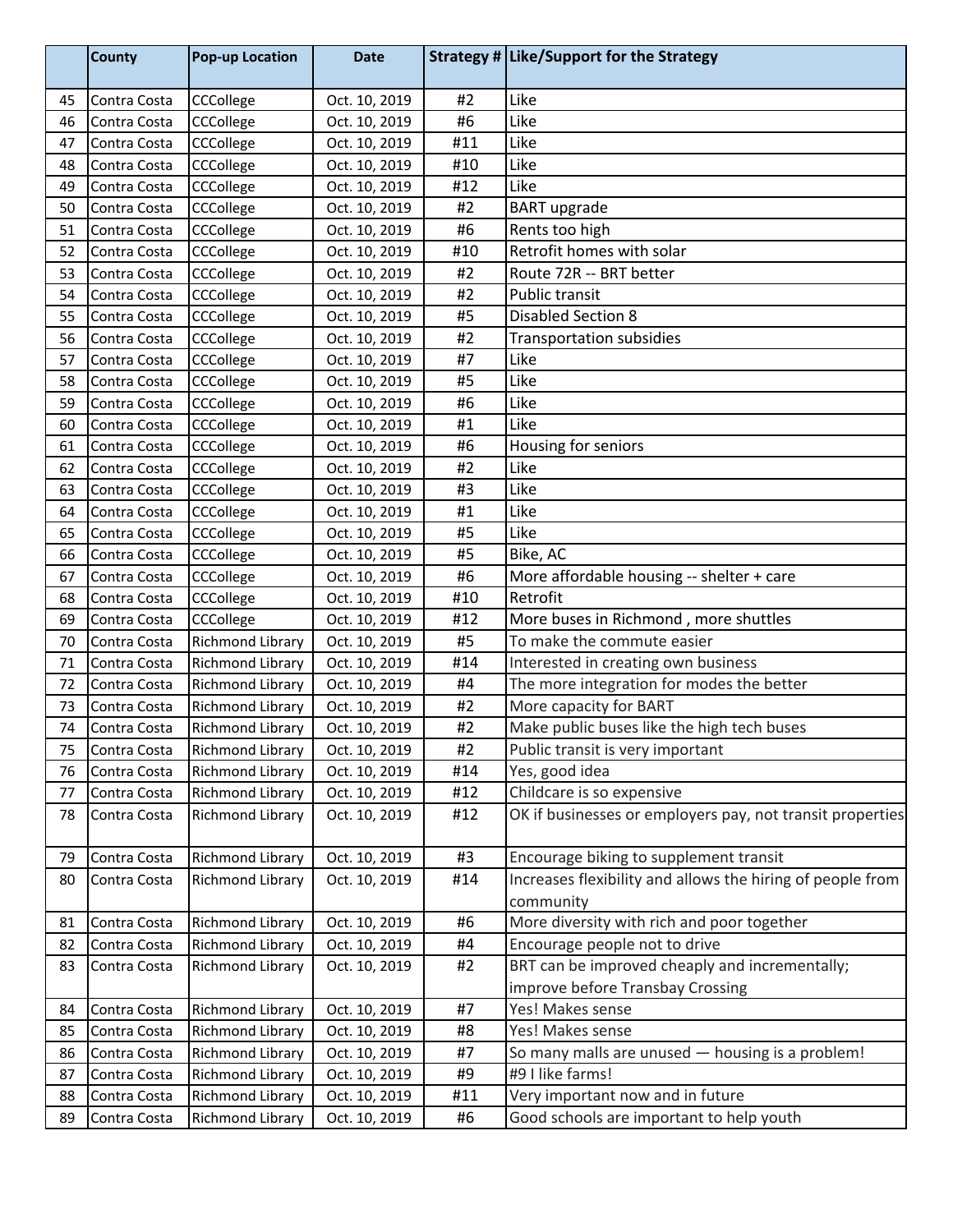|  | County | Pop-up Location | Date | Strategy # | Like/Support for the Strategy |
|---|---|---|---|---|---|
| 45 | Contra Costa | CCCollege | Oct. 10, 2019 | #2 | Like |
| 46 | Contra Costa | CCCollege | Oct. 10, 2019 | #6 | Like |
| 47 | Contra Costa | CCCollege | Oct. 10, 2019 | #11 | Like |
| 48 | Contra Costa | CCCollege | Oct. 10, 2019 | #10 | Like |
| 49 | Contra Costa | CCCollege | Oct. 10, 2019 | #12 | Like |
| 50 | Contra Costa | CCCollege | Oct. 10, 2019 | #2 | BART upgrade |
| 51 | Contra Costa | CCCollege | Oct. 10, 2019 | #6 | Rents too high |
| 52 | Contra Costa | CCCollege | Oct. 10, 2019 | #10 | Retrofit homes with solar |
| 53 | Contra Costa | CCCollege | Oct. 10, 2019 | #2 | Route 72R -- BRT better |
| 54 | Contra Costa | CCCollege | Oct. 10, 2019 | #2 | Public transit |
| 55 | Contra Costa | CCCollege | Oct. 10, 2019 | #5 | Disabled Section 8 |
| 56 | Contra Costa | CCCollege | Oct. 10, 2019 | #2 | Transportation subsidies |
| 57 | Contra Costa | CCCollege | Oct. 10, 2019 | #7 | Like |
| 58 | Contra Costa | CCCollege | Oct. 10, 2019 | #5 | Like |
| 59 | Contra Costa | CCCollege | Oct. 10, 2019 | #6 | Like |
| 60 | Contra Costa | CCCollege | Oct. 10, 2019 | #1 | Like |
| 61 | Contra Costa | CCCollege | Oct. 10, 2019 | #6 | Housing for seniors |
| 62 | Contra Costa | CCCollege | Oct. 10, 2019 | #2 | Like |
| 63 | Contra Costa | CCCollege | Oct. 10, 2019 | #3 | Like |
| 64 | Contra Costa | CCCollege | Oct. 10, 2019 | #1 | Like |
| 65 | Contra Costa | CCCollege | Oct. 10, 2019 | #5 | Like |
| 66 | Contra Costa | CCCollege | Oct. 10, 2019 | #5 | Bike, AC |
| 67 | Contra Costa | CCCollege | Oct. 10, 2019 | #6 | More affordable housing -- shelter + care |
| 68 | Contra Costa | CCCollege | Oct. 10, 2019 | #10 | Retrofit |
| 69 | Contra Costa | CCCollege | Oct. 10, 2019 | #12 | More buses in Richmond , more shuttles |
| 70 | Contra Costa | Richmond Library | Oct. 10, 2019 | #5 | To make the commute easier |
| 71 | Contra Costa | Richmond Library | Oct. 10, 2019 | #14 | Interested in creating own business |
| 72 | Contra Costa | Richmond Library | Oct. 10, 2019 | #4 | The more integration for modes the better |
| 73 | Contra Costa | Richmond Library | Oct. 10, 2019 | #2 | More capacity for BART |
| 74 | Contra Costa | Richmond Library | Oct. 10, 2019 | #2 | Make public buses like the high tech buses |
| 75 | Contra Costa | Richmond Library | Oct. 10, 2019 | #2 | Public transit is very important |
| 76 | Contra Costa | Richmond Library | Oct. 10, 2019 | #14 | Yes, good idea |
| 77 | Contra Costa | Richmond Library | Oct. 10, 2019 | #12 | Childcare is so expensive |
| 78 | Contra Costa | Richmond Library | Oct. 10, 2019 | #12 | OK if businesses or employers pay, not transit properties |
| 79 | Contra Costa | Richmond Library | Oct. 10, 2019 | #3 | Encourage biking to supplement transit |
| 80 | Contra Costa | Richmond Library | Oct. 10, 2019 | #14 | Increases flexibility and allows the hiring of people from community |
| 81 | Contra Costa | Richmond Library | Oct. 10, 2019 | #6 | More diversity with rich and poor together |
| 82 | Contra Costa | Richmond Library | Oct. 10, 2019 | #4 | Encourage people not to drive |
| 83 | Contra Costa | Richmond Library | Oct. 10, 2019 | #2 | BRT can be improved cheaply and incrementally; improve before Transbay Crossing |
| 84 | Contra Costa | Richmond Library | Oct. 10, 2019 | #7 | Yes! Makes sense |
| 85 | Contra Costa | Richmond Library | Oct. 10, 2019 | #8 | Yes! Makes sense |
| 86 | Contra Costa | Richmond Library | Oct. 10, 2019 | #7 | So many malls are unused — housing is a problem! |
| 87 | Contra Costa | Richmond Library | Oct. 10, 2019 | #9 | #9 I like farms! |
| 88 | Contra Costa | Richmond Library | Oct. 10, 2019 | #11 | Very important now and in future |
| 89 | Contra Costa | Richmond Library | Oct. 10, 2019 | #6 | Good schools are important to help youth |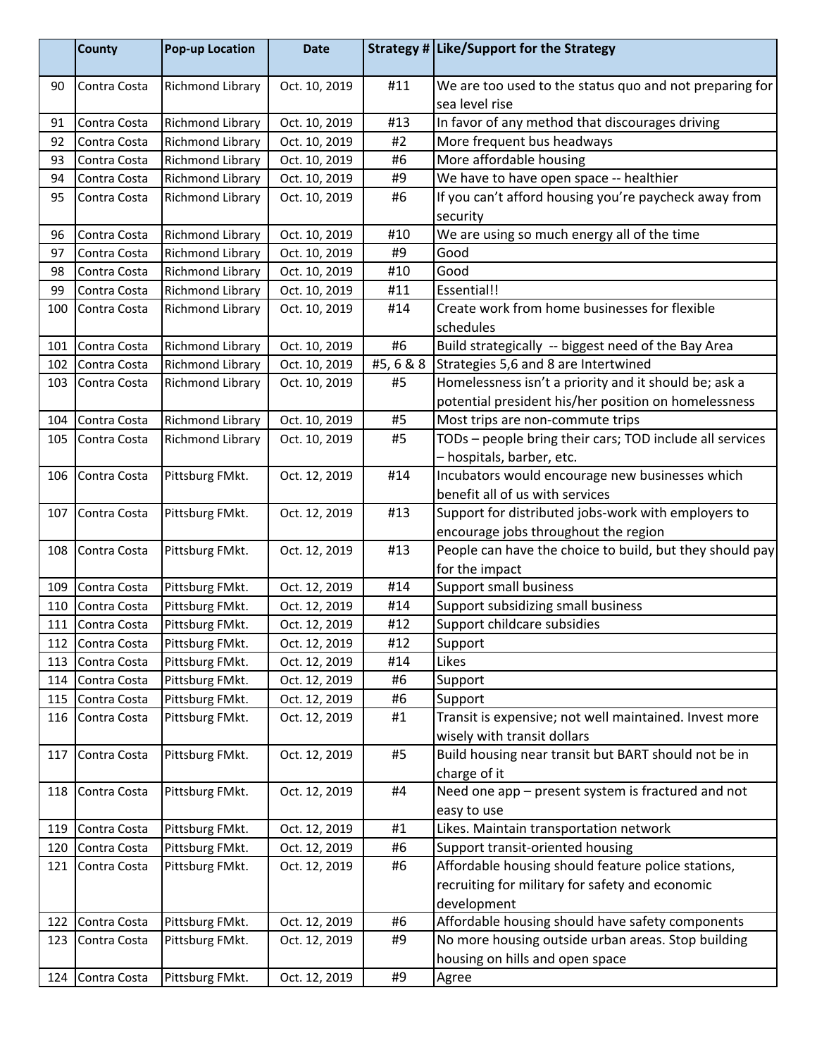|  | County | Pop-up Location | Date | Strategy # | Like/Support for the Strategy |
|---|---|---|---|---|---|
| 90 | Contra Costa | Richmond Library | Oct. 10, 2019 | #11 | We are too used to the status quo and not preparing for sea level rise |
| 91 | Contra Costa | Richmond Library | Oct. 10, 2019 | #13 | In favor of any method that discourages driving |
| 92 | Contra Costa | Richmond Library | Oct. 10, 2019 | #2 | More frequent bus headways |
| 93 | Contra Costa | Richmond Library | Oct. 10, 2019 | #6 | More affordable housing |
| 94 | Contra Costa | Richmond Library | Oct. 10, 2019 | #9 | We have to have open space -- healthier |
| 95 | Contra Costa | Richmond Library | Oct. 10, 2019 | #6 | If you can't afford housing you're paycheck away from security |
| 96 | Contra Costa | Richmond Library | Oct. 10, 2019 | #10 | We are using so much energy all of the time |
| 97 | Contra Costa | Richmond Library | Oct. 10, 2019 | #9 | Good |
| 98 | Contra Costa | Richmond Library | Oct. 10, 2019 | #10 | Good |
| 99 | Contra Costa | Richmond Library | Oct. 10, 2019 | #11 | Essential!! |
| 100 | Contra Costa | Richmond Library | Oct. 10, 2019 | #14 | Create work from home businesses for flexible schedules |
| 101 | Contra Costa | Richmond Library | Oct. 10, 2019 | #6 | Build strategically -- biggest need of the Bay Area |
| 102 | Contra Costa | Richmond Library | Oct. 10, 2019 | #5, 6 & 8 | Strategies 5,6 and 8 are Intertwined |
| 103 | Contra Costa | Richmond Library | Oct. 10, 2019 | #5 | Homelessness isn't a priority and it should be; ask a potential president his/her position on homelessness |
| 104 | Contra Costa | Richmond Library | Oct. 10, 2019 | #5 | Most trips are non-commute trips |
| 105 | Contra Costa | Richmond Library | Oct. 10, 2019 | #5 | TODs – people bring their cars; TOD include all services – hospitals, barber, etc. |
| 106 | Contra Costa | Pittsburg FMkt. | Oct. 12, 2019 | #14 | Incubators would encourage new businesses which benefit all of us with services |
| 107 | Contra Costa | Pittsburg FMkt. | Oct. 12, 2019 | #13 | Support for distributed jobs-work with employers to encourage jobs throughout the region |
| 108 | Contra Costa | Pittsburg FMkt. | Oct. 12, 2019 | #13 | People can have the choice to build, but they should pay for the impact |
| 109 | Contra Costa | Pittsburg FMkt. | Oct. 12, 2019 | #14 | Support small business |
| 110 | Contra Costa | Pittsburg FMkt. | Oct. 12, 2019 | #14 | Support subsidizing small business |
| 111 | Contra Costa | Pittsburg FMkt. | Oct. 12, 2019 | #12 | Support childcare subsidies |
| 112 | Contra Costa | Pittsburg FMkt. | Oct. 12, 2019 | #12 | Support |
| 113 | Contra Costa | Pittsburg FMkt. | Oct. 12, 2019 | #14 | Likes |
| 114 | Contra Costa | Pittsburg FMkt. | Oct. 12, 2019 | #6 | Support |
| 115 | Contra Costa | Pittsburg FMkt. | Oct. 12, 2019 | #6 | Support |
| 116 | Contra Costa | Pittsburg FMkt. | Oct. 12, 2019 | #1 | Transit is expensive; not well maintained. Invest more wisely with transit dollars |
| 117 | Contra Costa | Pittsburg FMkt. | Oct. 12, 2019 | #5 | Build housing near transit but BART should not be in charge of it |
| 118 | Contra Costa | Pittsburg FMkt. | Oct. 12, 2019 | #4 | Need one app – present system is fractured and not easy to use |
| 119 | Contra Costa | Pittsburg FMkt. | Oct. 12, 2019 | #1 | Likes. Maintain transportation network |
| 120 | Contra Costa | Pittsburg FMkt. | Oct. 12, 2019 | #6 | Support transit-oriented housing |
| 121 | Contra Costa | Pittsburg FMkt. | Oct. 12, 2019 | #6 | Affordable housing should feature police stations, recruiting for military for safety and economic development |
| 122 | Contra Costa | Pittsburg FMkt. | Oct. 12, 2019 | #6 | Affordable housing should have safety components |
| 123 | Contra Costa | Pittsburg FMkt. | Oct. 12, 2019 | #9 | No more housing outside urban areas. Stop building housing on hills and open space |
| 124 | Contra Costa | Pittsburg FMkt. | Oct. 12, 2019 | #9 | Agree |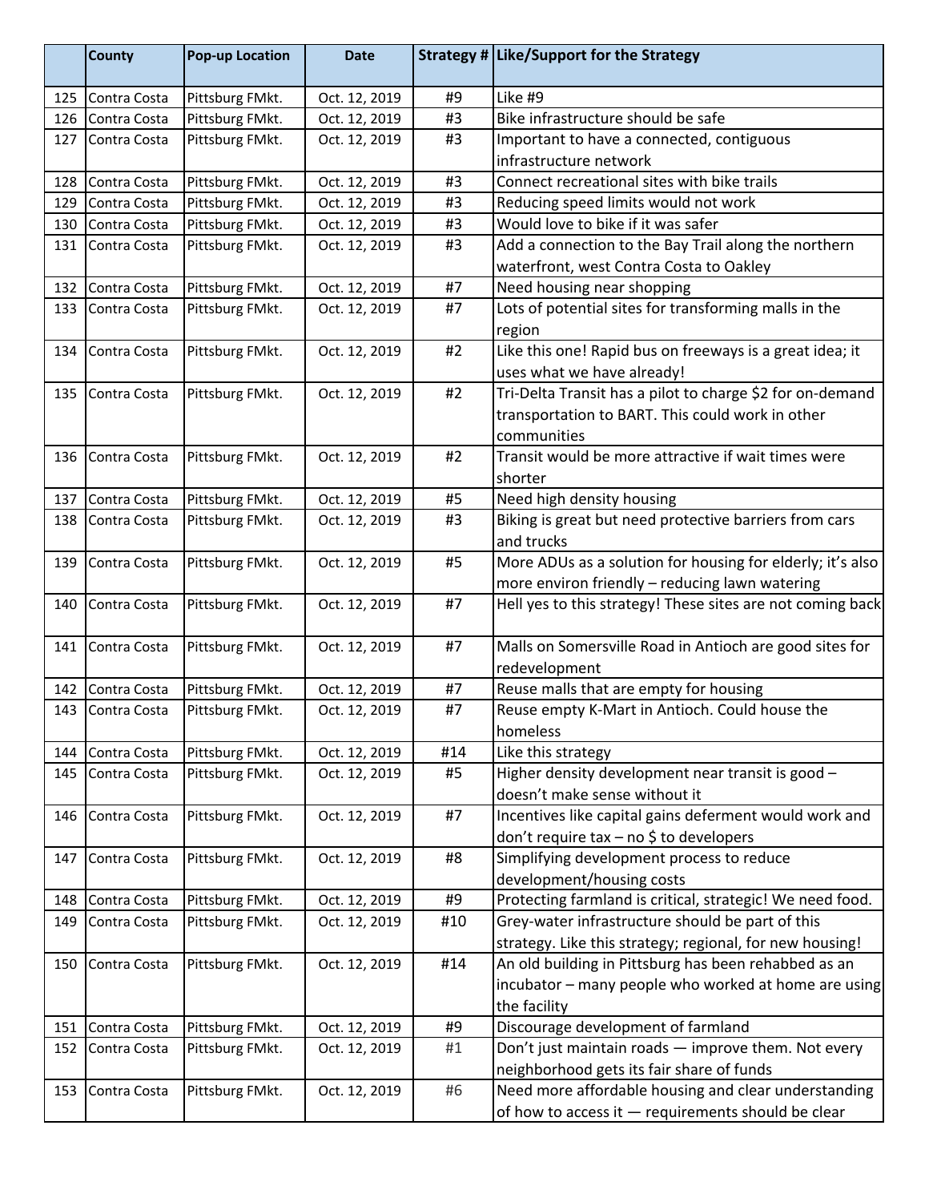| | County | Pop-up Location | Date | Strategy # | Like/Support for the Strategy |
|---|---|---|---|---|---|
| 125 | Contra Costa | Pittsburg FMkt. | Oct. 12, 2019 | #9 | Like #9 |
| 126 | Contra Costa | Pittsburg FMkt. | Oct. 12, 2019 | #3 | Bike infrastructure should be safe |
| 127 | Contra Costa | Pittsburg FMkt. | Oct. 12, 2019 | #3 | Important to have a connected, contiguous infrastructure network |
| 128 | Contra Costa | Pittsburg FMkt. | Oct. 12, 2019 | #3 | Connect recreational sites with bike trails |
| 129 | Contra Costa | Pittsburg FMkt. | Oct. 12, 2019 | #3 | Reducing speed limits would not work |
| 130 | Contra Costa | Pittsburg FMkt. | Oct. 12, 2019 | #3 | Would love to bike if it was safer |
| 131 | Contra Costa | Pittsburg FMkt. | Oct. 12, 2019 | #3 | Add a connection to the Bay Trail along the northern waterfront, west Contra Costa to Oakley |
| 132 | Contra Costa | Pittsburg FMkt. | Oct. 12, 2019 | #7 | Need housing near shopping |
| 133 | Contra Costa | Pittsburg FMkt. | Oct. 12, 2019 | #7 | Lots of potential sites for transforming malls in the region |
| 134 | Contra Costa | Pittsburg FMkt. | Oct. 12, 2019 | #2 | Like this one! Rapid bus on freeways is a great idea; it uses what we have already! |
| 135 | Contra Costa | Pittsburg FMkt. | Oct. 12, 2019 | #2 | Tri-Delta Transit has a pilot to charge $2 for on-demand transportation to BART. This could work in other communities |
| 136 | Contra Costa | Pittsburg FMkt. | Oct. 12, 2019 | #2 | Transit would be more attractive if wait times were shorter |
| 137 | Contra Costa | Pittsburg FMkt. | Oct. 12, 2019 | #5 | Need high density housing |
| 138 | Contra Costa | Pittsburg FMkt. | Oct. 12, 2019 | #3 | Biking is great but need protective barriers from cars and trucks |
| 139 | Contra Costa | Pittsburg FMkt. | Oct. 12, 2019 | #5 | More ADUs as a solution for housing for elderly; it’s also more environ friendly – reducing lawn watering |
| 140 | Contra Costa | Pittsburg FMkt. | Oct. 12, 2019 | #7 | Hell yes to this strategy! These sites are not coming back |
| 141 | Contra Costa | Pittsburg FMkt. | Oct. 12, 2019 | #7 | Malls on Somersville Road in Antioch are good sites for redevelopment |
| 142 | Contra Costa | Pittsburg FMkt. | Oct. 12, 2019 | #7 | Reuse malls that are empty for housing |
| 143 | Contra Costa | Pittsburg FMkt. | Oct. 12, 2019 | #7 | Reuse empty K-Mart in Antioch. Could house the homeless |
| 144 | Contra Costa | Pittsburg FMkt. | Oct. 12, 2019 | #14 | Like this strategy |
| 145 | Contra Costa | Pittsburg FMkt. | Oct. 12, 2019 | #5 | Higher density development near transit is good – doesn’t make sense without it |
| 146 | Contra Costa | Pittsburg FMkt. | Oct. 12, 2019 | #7 | Incentives like capital gains deferment would work and don’t require tax – no $ to developers |
| 147 | Contra Costa | Pittsburg FMkt. | Oct. 12, 2019 | #8 | Simplifying development process to reduce development/housing costs |
| 148 | Contra Costa | Pittsburg FMkt. | Oct. 12, 2019 | #9 | Protecting farmland is critical, strategic! We need food. |
| 149 | Contra Costa | Pittsburg FMkt. | Oct. 12, 2019 | #10 | Grey-water infrastructure should be part of this strategy. Like this strategy; regional, for new housing! |
| 150 | Contra Costa | Pittsburg FMkt. | Oct. 12, 2019 | #14 | An old building in Pittsburg has been rehabbed as an incubator – many people who worked at home are using the facility |
| 151 | Contra Costa | Pittsburg FMkt. | Oct. 12, 2019 | #9 | Discourage development of farmland |
| 152 | Contra Costa | Pittsburg FMkt. | Oct. 12, 2019 | #1 | Don’t just maintain roads — improve them. Not every neighborhood gets its fair share of funds |
| 153 | Contra Costa | Pittsburg FMkt. | Oct. 12, 2019 | #6 | Need more affordable housing and clear understanding of how to access it — requirements should be clear |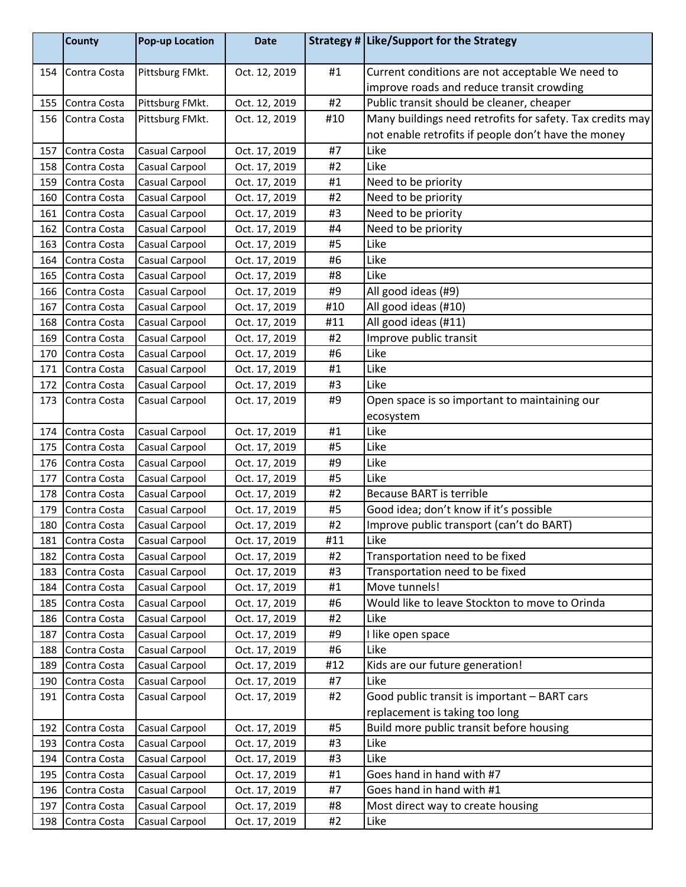|  | County | Pop-up Location | Date | Strategy # | Like/Support for the Strategy |
|---|---|---|---|---|---|
| 154 | Contra Costa | Pittsburg FMkt. | Oct. 12, 2019 | #1 | Current conditions are not acceptable We need to improve roads and reduce transit crowding |
| 155 | Contra Costa | Pittsburg FMkt. | Oct. 12, 2019 | #2 | Public transit should be cleaner, cheaper |
| 156 | Contra Costa | Pittsburg FMkt. | Oct. 12, 2019 | #10 | Many buildings need retrofits for safety. Tax credits may not enable retrofits if people don't have the money |
| 157 | Contra Costa | Casual Carpool | Oct. 17, 2019 | #7 | Like |
| 158 | Contra Costa | Casual Carpool | Oct. 17, 2019 | #2 | Like |
| 159 | Contra Costa | Casual Carpool | Oct. 17, 2019 | #1 | Need to be priority |
| 160 | Contra Costa | Casual Carpool | Oct. 17, 2019 | #2 | Need to be priority |
| 161 | Contra Costa | Casual Carpool | Oct. 17, 2019 | #3 | Need to be priority |
| 162 | Contra Costa | Casual Carpool | Oct. 17, 2019 | #4 | Need to be priority |
| 163 | Contra Costa | Casual Carpool | Oct. 17, 2019 | #5 | Like |
| 164 | Contra Costa | Casual Carpool | Oct. 17, 2019 | #6 | Like |
| 165 | Contra Costa | Casual Carpool | Oct. 17, 2019 | #8 | Like |
| 166 | Contra Costa | Casual Carpool | Oct. 17, 2019 | #9 | All good ideas (#9) |
| 167 | Contra Costa | Casual Carpool | Oct. 17, 2019 | #10 | All good ideas (#10) |
| 168 | Contra Costa | Casual Carpool | Oct. 17, 2019 | #11 | All good ideas (#11) |
| 169 | Contra Costa | Casual Carpool | Oct. 17, 2019 | #2 | Improve public transit |
| 170 | Contra Costa | Casual Carpool | Oct. 17, 2019 | #6 | Like |
| 171 | Contra Costa | Casual Carpool | Oct. 17, 2019 | #1 | Like |
| 172 | Contra Costa | Casual Carpool | Oct. 17, 2019 | #3 | Like |
| 173 | Contra Costa | Casual Carpool | Oct. 17, 2019 | #9 | Open space is so important to maintaining our ecosystem |
| 174 | Contra Costa | Casual Carpool | Oct. 17, 2019 | #1 | Like |
| 175 | Contra Costa | Casual Carpool | Oct. 17, 2019 | #5 | Like |
| 176 | Contra Costa | Casual Carpool | Oct. 17, 2019 | #9 | Like |
| 177 | Contra Costa | Casual Carpool | Oct. 17, 2019 | #5 | Like |
| 178 | Contra Costa | Casual Carpool | Oct. 17, 2019 | #2 | Because BART is terrible |
| 179 | Contra Costa | Casual Carpool | Oct. 17, 2019 | #5 | Good idea; don't know if it's possible |
| 180 | Contra Costa | Casual Carpool | Oct. 17, 2019 | #2 | Improve public transport (can't do BART) |
| 181 | Contra Costa | Casual Carpool | Oct. 17, 2019 | #11 | Like |
| 182 | Contra Costa | Casual Carpool | Oct. 17, 2019 | #2 | Transportation need to be fixed |
| 183 | Contra Costa | Casual Carpool | Oct. 17, 2019 | #3 | Transportation need to be fixed |
| 184 | Contra Costa | Casual Carpool | Oct. 17, 2019 | #1 | Move tunnels! |
| 185 | Contra Costa | Casual Carpool | Oct. 17, 2019 | #6 | Would like to leave Stockton to move to Orinda |
| 186 | Contra Costa | Casual Carpool | Oct. 17, 2019 | #2 | Like |
| 187 | Contra Costa | Casual Carpool | Oct. 17, 2019 | #9 | I like open space |
| 188 | Contra Costa | Casual Carpool | Oct. 17, 2019 | #6 | Like |
| 189 | Contra Costa | Casual Carpool | Oct. 17, 2019 | #12 | Kids are our future generation! |
| 190 | Contra Costa | Casual Carpool | Oct. 17, 2019 | #7 | Like |
| 191 | Contra Costa | Casual Carpool | Oct. 17, 2019 | #2 | Good public transit is important – BART cars replacement is taking too long |
| 192 | Contra Costa | Casual Carpool | Oct. 17, 2019 | #5 | Build more public transit before housing |
| 193 | Contra Costa | Casual Carpool | Oct. 17, 2019 | #3 | Like |
| 194 | Contra Costa | Casual Carpool | Oct. 17, 2019 | #3 | Like |
| 195 | Contra Costa | Casual Carpool | Oct. 17, 2019 | #1 | Goes hand in hand with #7 |
| 196 | Contra Costa | Casual Carpool | Oct. 17, 2019 | #7 | Goes hand in hand with #1 |
| 197 | Contra Costa | Casual Carpool | Oct. 17, 2019 | #8 | Most direct way to create housing |
| 198 | Contra Costa | Casual Carpool | Oct. 17, 2019 | #2 | Like |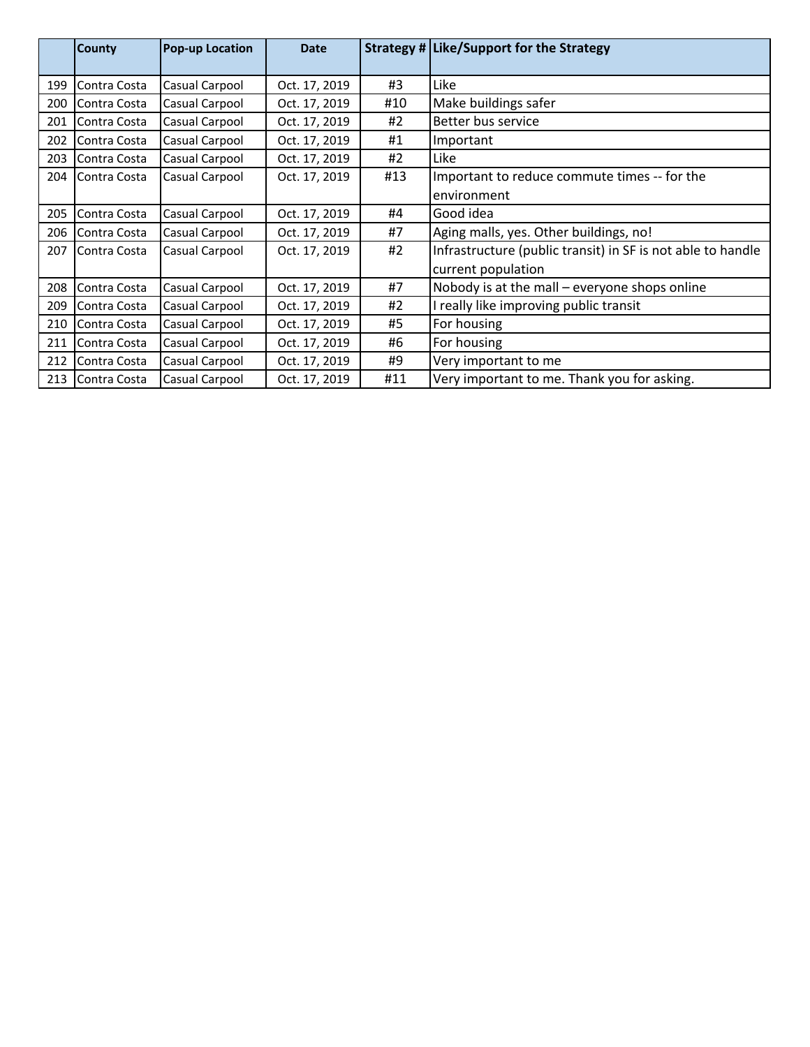| | County | Pop-up Location | Date | Strategy # | Like/Support for the Strategy |
|---|---|---|---|---|---|
| 199 | Contra Costa | Casual Carpool | Oct. 17, 2019 | #3 | Like |
| 200 | Contra Costa | Casual Carpool | Oct. 17, 2019 | #10 | Make buildings safer |
| 201 | Contra Costa | Casual Carpool | Oct. 17, 2019 | #2 | Better bus service |
| 202 | Contra Costa | Casual Carpool | Oct. 17, 2019 | #1 | Important |
| 203 | Contra Costa | Casual Carpool | Oct. 17, 2019 | #2 | Like |
| 204 | Contra Costa | Casual Carpool | Oct. 17, 2019 | #13 | Important to reduce commute times -- for the environment |
| 205 | Contra Costa | Casual Carpool | Oct. 17, 2019 | #4 | Good idea |
| 206 | Contra Costa | Casual Carpool | Oct. 17, 2019 | #7 | Aging malls, yes. Other buildings, no! |
| 207 | Contra Costa | Casual Carpool | Oct. 17, 2019 | #2 | Infrastructure (public transit) in SF is not able to handle current population |
| 208 | Contra Costa | Casual Carpool | Oct. 17, 2019 | #7 | Nobody is at the mall – everyone shops online |
| 209 | Contra Costa | Casual Carpool | Oct. 17, 2019 | #2 | I really like improving public transit |
| 210 | Contra Costa | Casual Carpool | Oct. 17, 2019 | #5 | For housing |
| 211 | Contra Costa | Casual Carpool | Oct. 17, 2019 | #6 | For housing |
| 212 | Contra Costa | Casual Carpool | Oct. 17, 2019 | #9 | Very important to me |
| 213 | Contra Costa | Casual Carpool | Oct. 17, 2019 | #11 | Very important to me. Thank you for asking. |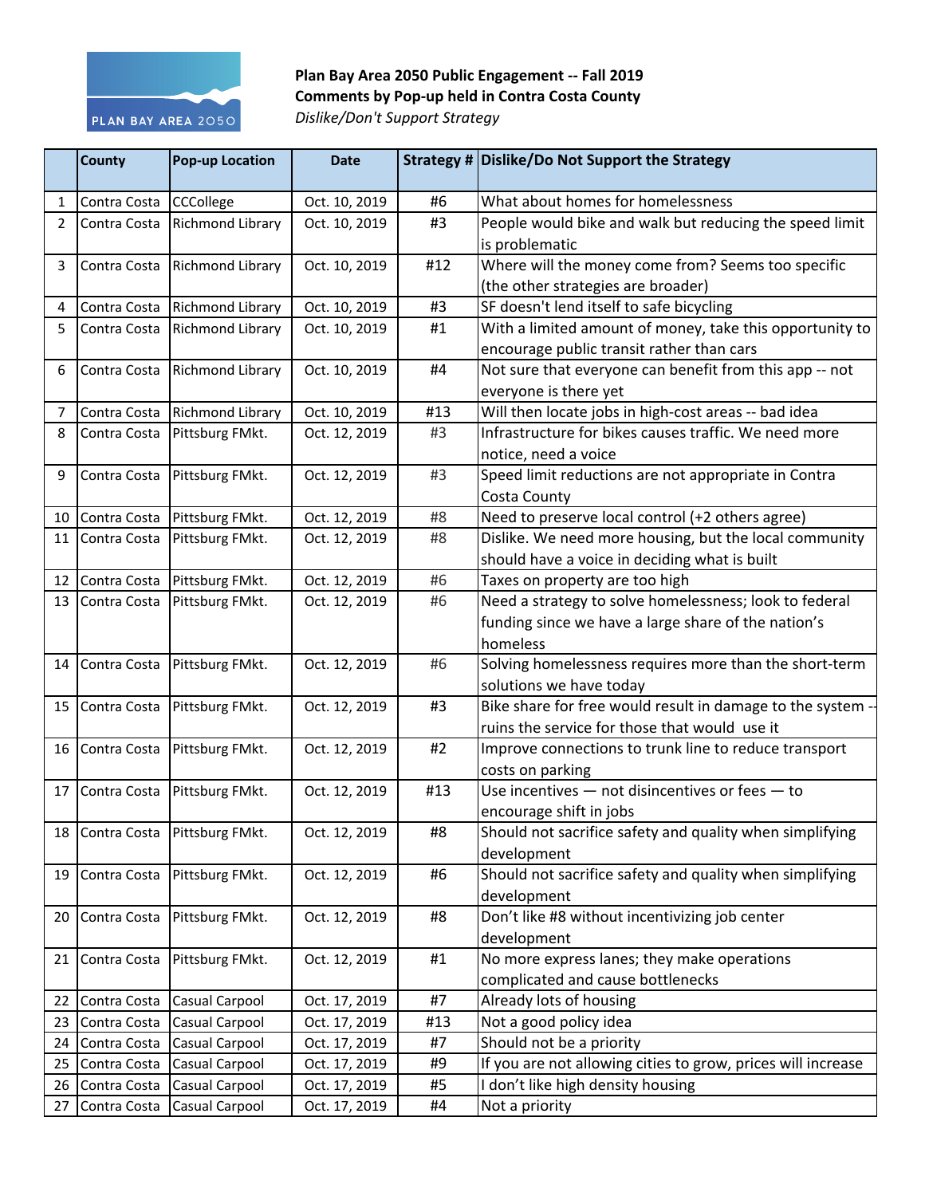**Plan Bay Area 2050 Public Engagement -- Fall 2019**
**Comments by Pop-up held in Contra Costa County**
*Dislike/Don't Support Strategy*

| | County | Pop-up Location | Date | Strategy # | Dislike/Do Not Support the Strategy |
|---|---|---|---|---|---|
| 1 | Contra Costa | CCCollege | Oct. 10, 2019 | #6 | What about homes for homelessness |
| 2 | Contra Costa | Richmond Library | Oct. 10, 2019 | #3 | People would bike and walk but reducing the speed limit is problematic |
| 3 | Contra Costa | Richmond Library | Oct. 10, 2019 | #12 | Where will the money come from? Seems too specific (the other strategies are broader) |
| 4 | Contra Costa | Richmond Library | Oct. 10, 2019 | #3 | SF doesn't lend itself to safe bicycling |
| 5 | Contra Costa | Richmond Library | Oct. 10, 2019 | #1 | With a limited amount of money, take this opportunity to encourage public transit rather than cars |
| 6 | Contra Costa | Richmond Library | Oct. 10, 2019 | #4 | Not sure that everyone can benefit from this app -- not everyone is there yet |
| 7 | Contra Costa | Richmond Library | Oct. 10, 2019 | #13 | Will then locate jobs in high-cost areas -- bad idea |
| 8 | Contra Costa | Pittsburg FMkt. | Oct. 12, 2019 | #3 | Infrastructure for bikes causes traffic. We need more notice, need a voice |
| 9 | Contra Costa | Pittsburg FMkt. | Oct. 12, 2019 | #3 | Speed limit reductions are not appropriate in Contra Costa County |
| 10 | Contra Costa | Pittsburg FMkt. | Oct. 12, 2019 | #8 | Need to preserve local control (+2 others agree) |
| 11 | Contra Costa | Pittsburg FMkt. | Oct. 12, 2019 | #8 | Dislike. We need more housing, but the local community should have a voice in deciding what is built |
| 12 | Contra Costa | Pittsburg FMkt. | Oct. 12, 2019 | #6 | Taxes on property are too high |
| 13 | Contra Costa | Pittsburg FMkt. | Oct. 12, 2019 | #6 | Need a strategy to solve homelessness; look to federal funding since we have a large share of the nation's homeless |
| 14 | Contra Costa | Pittsburg FMkt. | Oct. 12, 2019 | #6 | Solving homelessness requires more than the short-term solutions we have today |
| 15 | Contra Costa | Pittsburg FMkt. | Oct. 12, 2019 | #3 | Bike share for free would result in damage to the system -- ruins the service for those that would use it |
| 16 | Contra Costa | Pittsburg FMkt. | Oct. 12, 2019 | #2 | Improve connections to trunk line to reduce transport costs on parking |
| 17 | Contra Costa | Pittsburg FMkt. | Oct. 12, 2019 | #13 | Use incentives — not disincentives or fees — to encourage shift in jobs |
| 18 | Contra Costa | Pittsburg FMkt. | Oct. 12, 2019 | #8 | Should not sacrifice safety and quality when simplifying development |
| 19 | Contra Costa | Pittsburg FMkt. | Oct. 12, 2019 | #6 | Should not sacrifice safety and quality when simplifying development |
| 20 | Contra Costa | Pittsburg FMkt. | Oct. 12, 2019 | #8 | Don't like #8 without incentivizing job center development |
| 21 | Contra Costa | Pittsburg FMkt. | Oct. 12, 2019 | #1 | No more express lanes; they make operations complicated and cause bottlenecks |
| 22 | Contra Costa | Casual Carpool | Oct. 17, 2019 | #7 | Already lots of housing |
| 23 | Contra Costa | Casual Carpool | Oct. 17, 2019 | #13 | Not a good policy idea |
| 24 | Contra Costa | Casual Carpool | Oct. 17, 2019 | #7 | Should not be a priority |
| 25 | Contra Costa | Casual Carpool | Oct. 17, 2019 | #9 | If you are not allowing cities to grow, prices will increase |
| 26 | Contra Costa | Casual Carpool | Oct. 17, 2019 | #5 | I don't like high density housing |
| 27 | Contra Costa | Casual Carpool | Oct. 17, 2019 | #4 | Not a priority |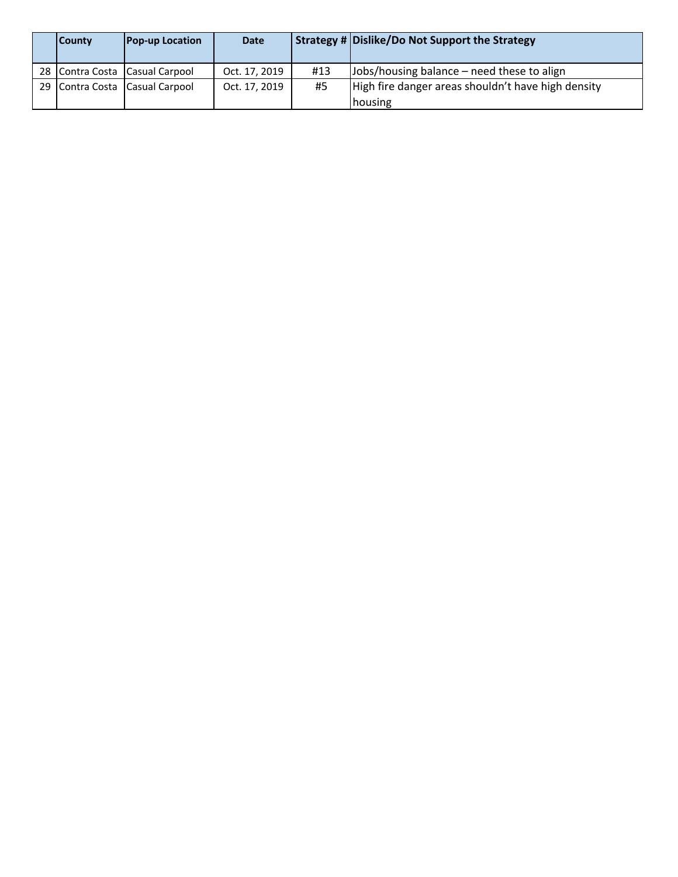| | County | Pop-up Location | Date | Strategy # | Dislike/Do Not Support the Strategy |
|---|---|---|---|---|---|
| 28 | Contra Costa | Casual Carpool | Oct. 17, 2019 | #13 | Jobs/housing balance – need these to align |
| 29 | Contra Costa | Casual Carpool | Oct. 17, 2019 | #5 | High fire danger areas shouldn't have high density housing |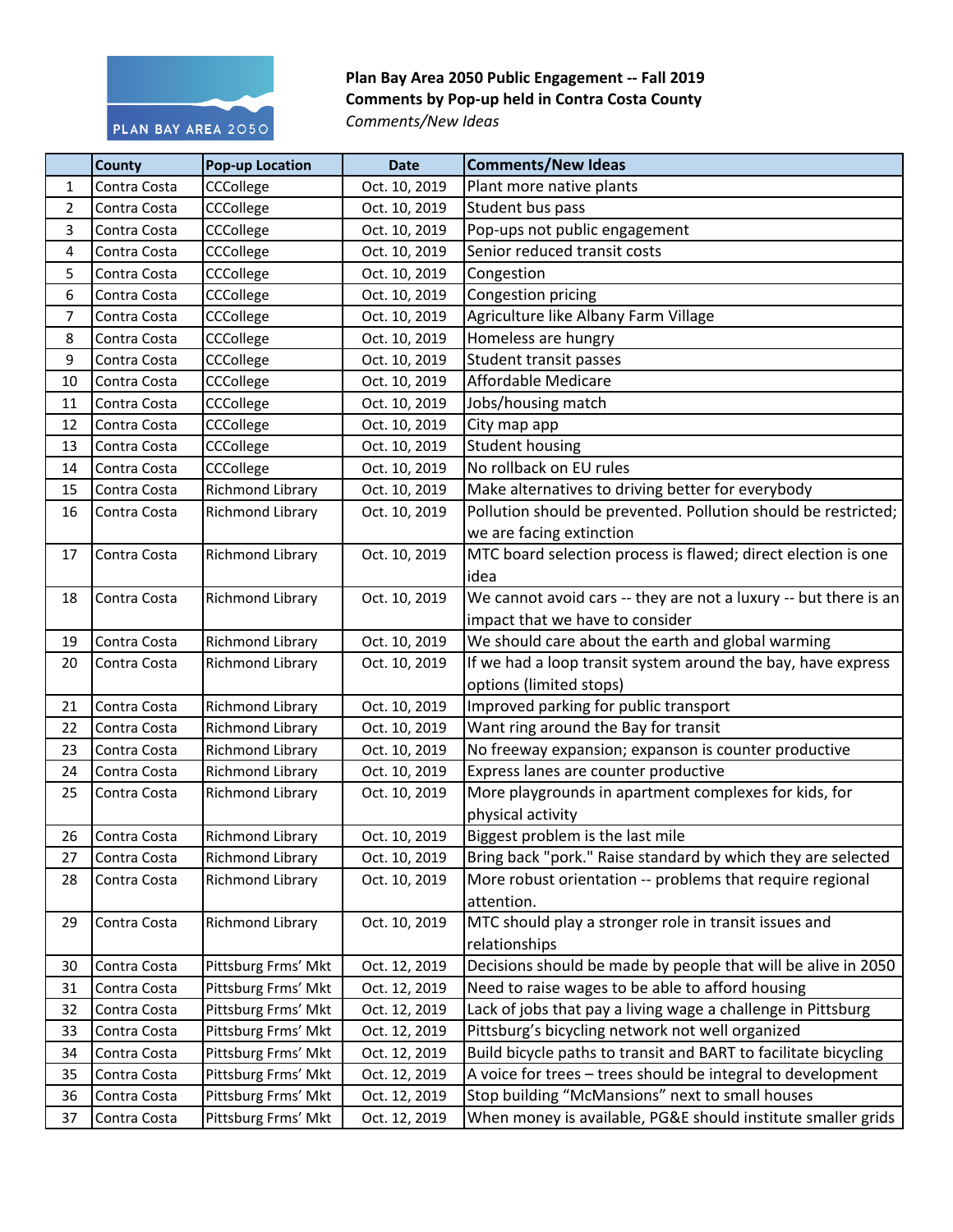**Plan Bay Area 2050 Public Engagement -- Fall 2019**
**Comments by Pop-up held in Contra Costa County**
*Comments/New Ideas*

| | County | Pop-up Location | Date | Comments/New Ideas |
|---|---|---|---|---|
| 1 | Contra Costa | CCCollege | Oct. 10, 2019 | Plant more native plants |
| 2 | Contra Costa | CCCollege | Oct. 10, 2019 | Student bus pass |
| 3 | Contra Costa | CCCollege | Oct. 10, 2019 | Pop-ups not public engagement |
| 4 | Contra Costa | CCCollege | Oct. 10, 2019 | Senior reduced transit costs |
| 5 | Contra Costa | CCCollege | Oct. 10, 2019 | Congestion |
| 6 | Contra Costa | CCCollege | Oct. 10, 2019 | Congestion pricing |
| 7 | Contra Costa | CCCollege | Oct. 10, 2019 | Agriculture like Albany Farm Village |
| 8 | Contra Costa | CCCollege | Oct. 10, 2019 | Homeless are hungry |
| 9 | Contra Costa | CCCollege | Oct. 10, 2019 | Student transit passes |
| 10 | Contra Costa | CCCollege | Oct. 10, 2019 | Affordable Medicare |
| 11 | Contra Costa | CCCollege | Oct. 10, 2019 | Jobs/housing match |
| 12 | Contra Costa | CCCollege | Oct. 10, 2019 | City map app |
| 13 | Contra Costa | CCCollege | Oct. 10, 2019 | Student housing |
| 14 | Contra Costa | CCCollege | Oct. 10, 2019 | No rollback on EU rules |
| 15 | Contra Costa | Richmond Library | Oct. 10, 2019 | Make alternatives to driving better for everybody |
| 16 | Contra Costa | Richmond Library | Oct. 10, 2019 | Pollution should be prevented. Pollution should be restricted; we are facing extinction |
| 17 | Contra Costa | Richmond Library | Oct. 10, 2019 | MTC board selection process is flawed; direct election is one idea |
| 18 | Contra Costa | Richmond Library | Oct. 10, 2019 | We cannot avoid cars -- they are not a luxury -- but there is an impact that we have to consider |
| 19 | Contra Costa | Richmond Library | Oct. 10, 2019 | We should care about the earth and global warming |
| 20 | Contra Costa | Richmond Library | Oct. 10, 2019 | If we had a loop transit system around the bay, have express options (limited stops) |
| 21 | Contra Costa | Richmond Library | Oct. 10, 2019 | Improved parking for public transport |
| 22 | Contra Costa | Richmond Library | Oct. 10, 2019 | Want ring around the Bay for transit |
| 23 | Contra Costa | Richmond Library | Oct. 10, 2019 | No freeway expansion; expanson is counter productive |
| 24 | Contra Costa | Richmond Library | Oct. 10, 2019 | Express lanes are counter productive |
| 25 | Contra Costa | Richmond Library | Oct. 10, 2019 | More playgrounds in apartment complexes for kids, for physical activity |
| 26 | Contra Costa | Richmond Library | Oct. 10, 2019 | Biggest problem is the last mile |
| 27 | Contra Costa | Richmond Library | Oct. 10, 2019 | Bring back "pork." Raise standard by which they are selected |
| 28 | Contra Costa | Richmond Library | Oct. 10, 2019 | More robust orientation -- problems that require regional attention. |
| 29 | Contra Costa | Richmond Library | Oct. 10, 2019 | MTC should play a stronger role in transit issues and relationships |
| 30 | Contra Costa | Pittsburg Frms' Mkt | Oct. 12, 2019 | Decisions should be made by people that will be alive in 2050 |
| 31 | Contra Costa | Pittsburg Frms' Mkt | Oct. 12, 2019 | Need to raise wages to be able to afford housing |
| 32 | Contra Costa | Pittsburg Frms' Mkt | Oct. 12, 2019 | Lack of jobs that pay a living wage a challenge in Pittsburg |
| 33 | Contra Costa | Pittsburg Frms' Mkt | Oct. 12, 2019 | Pittsburg's bicycling network not well organized |
| 34 | Contra Costa | Pittsburg Frms' Mkt | Oct. 12, 2019 | Build bicycle paths to transit and BART to facilitate bicycling |
| 35 | Contra Costa | Pittsburg Frms' Mkt | Oct. 12, 2019 | A voice for trees – trees should be integral to development |
| 36 | Contra Costa | Pittsburg Frms' Mkt | Oct. 12, 2019 | Stop building "McMansions" next to small houses |
| 37 | Contra Costa | Pittsburg Frms' Mkt | Oct. 12, 2019 | When money is available, PG&E should institute smaller grids |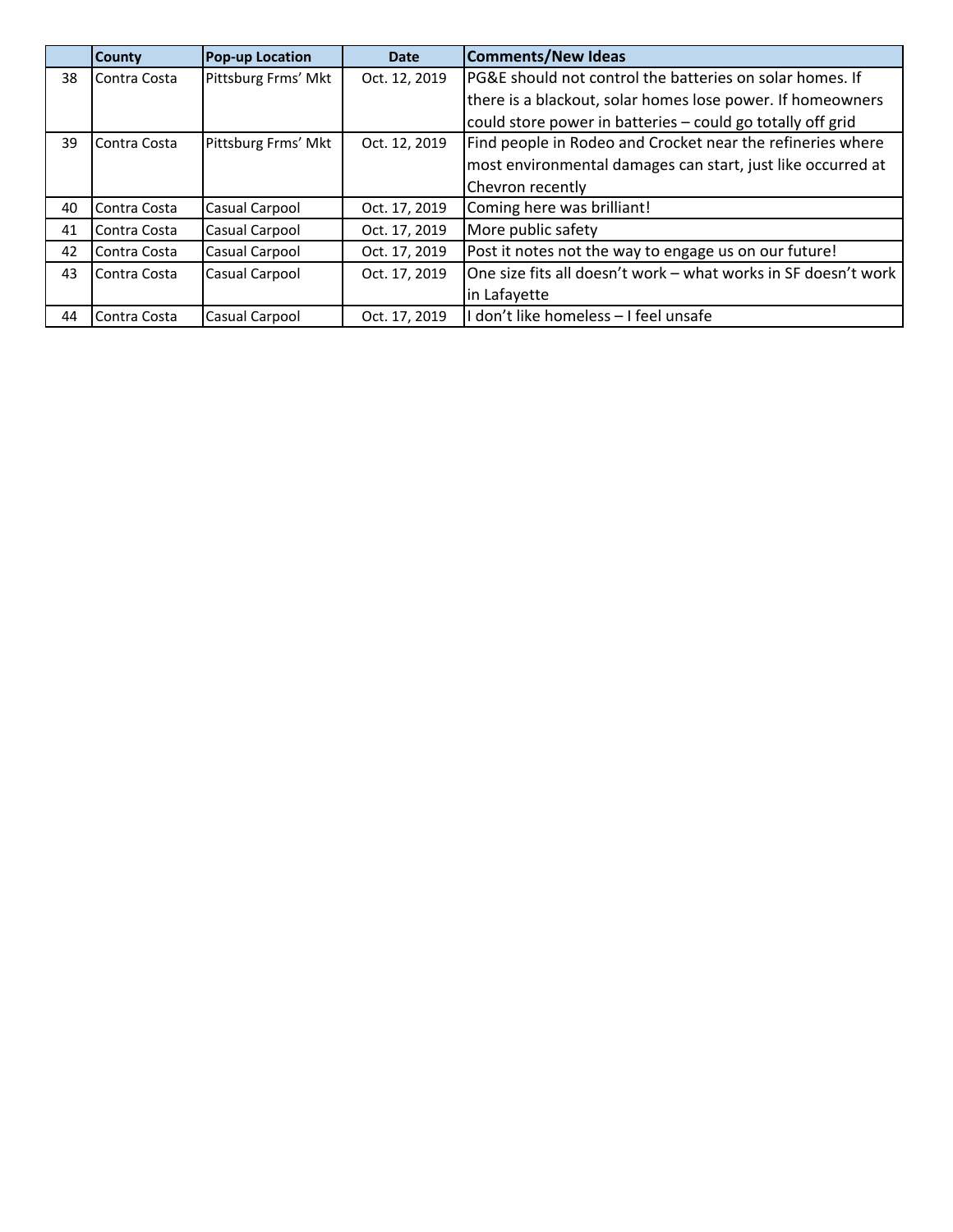| | County | Pop-up Location | Date | Comments/New Ideas |
|---|---|---|---|---|
| 38 | Contra Costa | Pittsburg Frms' Mkt | Oct. 12, 2019 | PG&E should not control the batteries on solar homes. If there is a blackout, solar homes lose power. If homeowners could store power in batteries – could go totally off grid |
| 39 | Contra Costa | Pittsburg Frms' Mkt | Oct. 12, 2019 | Find people in Rodeo and Crocket near the refineries where most environmental damages can start, just like occurred at Chevron recently |
| 40 | Contra Costa | Casual Carpool | Oct. 17, 2019 | Coming here was brilliant! |
| 41 | Contra Costa | Casual Carpool | Oct. 17, 2019 | More public safety |
| 42 | Contra Costa | Casual Carpool | Oct. 17, 2019 | Post it notes not the way to engage us on our future! |
| 43 | Contra Costa | Casual Carpool | Oct. 17, 2019 | One size fits all doesn't work – what works in SF doesn't work in Lafayette |
| 44 | Contra Costa | Casual Carpool | Oct. 17, 2019 | I don't like homeless – I feel unsafe |